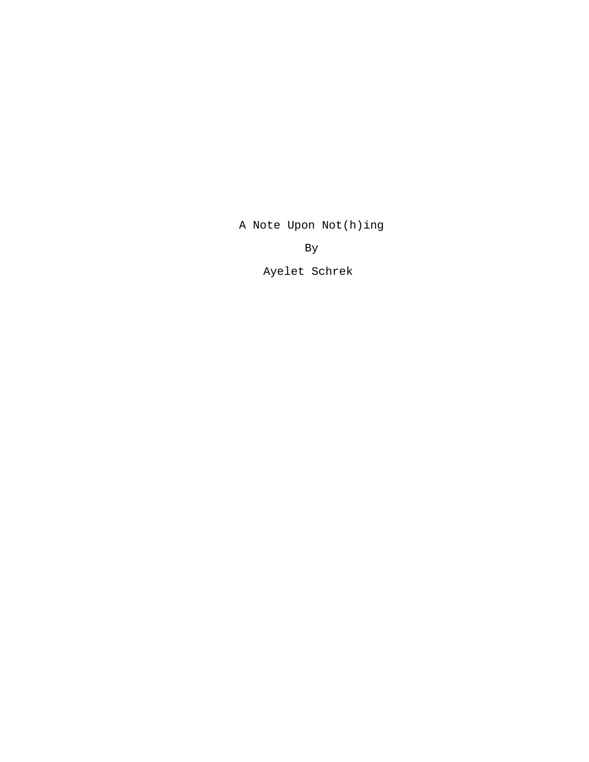A Note Upon Not(h)ing

By

Ayelet Schrek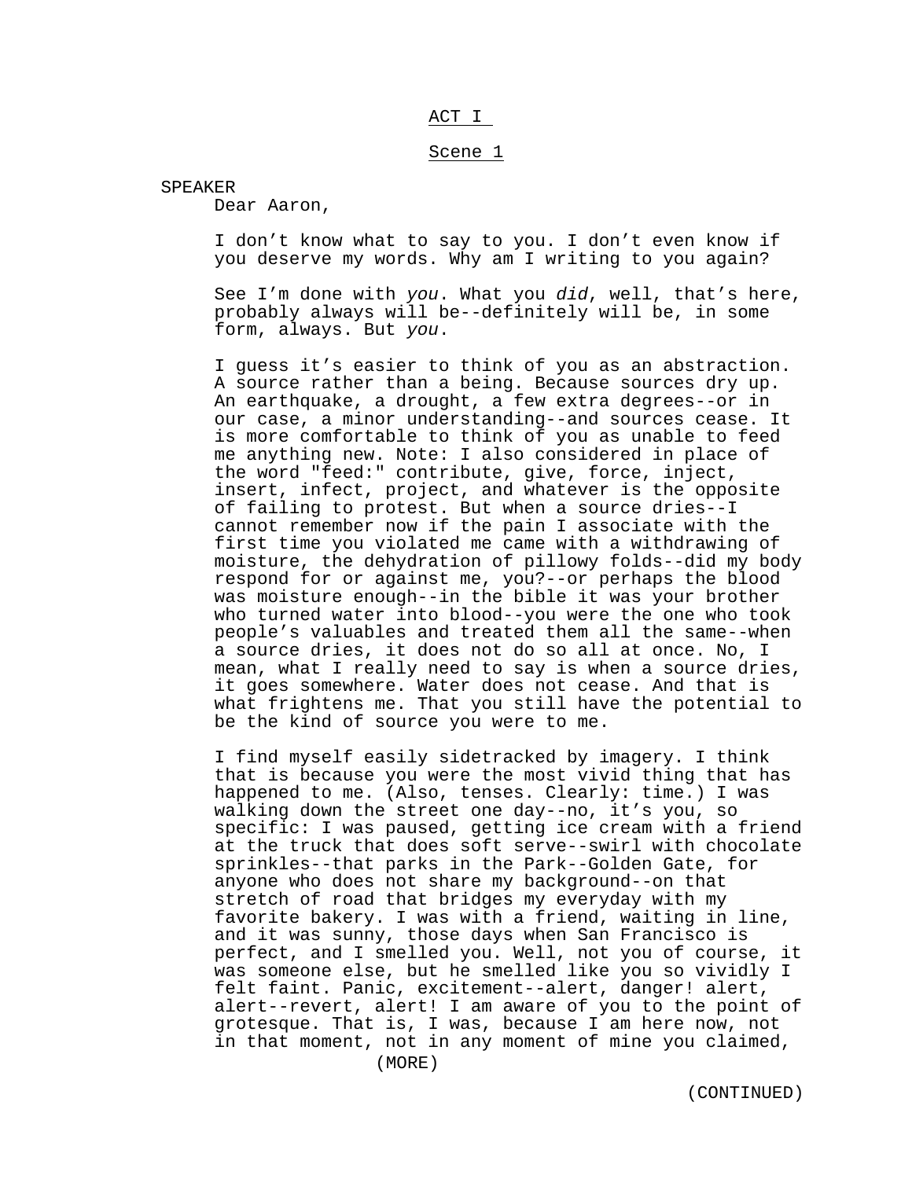ACT I

Scene 1

SPEAKER

Dear Aaron,

I don't know what to say to you. I don't even know if you deserve my words. Why am I writing to you again?

See I'm done with *you*. What you *did*, well, that's here, probably always will be--definitely will be, in some form, always. But *you*.

I guess it's easier to think of you as an abstraction. A source rather than a being. Because sources dry up. An earthquake, a drought, a few extra degrees--or in our case, a minor understanding--and sources cease. It is more comfortable to think of you as unable to feed me anything new. Note: I also considered in place of the word "feed:" contribute, give, force, inject, insert, infect, project, and whatever is the opposite of failing to protest. But when a source dries--I cannot remember now if the pain I associate with the first time you violated me came with a withdrawing of moisture, the dehydration of pillowy folds--did my body respond for or against me, you?--or perhaps the blood was moisture enough--in the bible it was your brother who turned water into blood--you were the one who took people's valuables and treated them all the same--when a source dries, it does not do so all at once. No, I mean, what I really need to say is when a source dries, it goes somewhere. Water does not cease. And that is what frightens me. That you still have the potential to be the kind of source you were to me.

I find myself easily sidetracked by imagery. I think that is because you were the most vivid thing that has happened to me. (Also, tenses. Clearly: time.) I was walking down the street one day--no, it's you, so specific: I was paused, getting ice cream with a friend at the truck that does soft serve--swirl with chocolate sprinkles--that parks in the Park--Golden Gate, for anyone who does not share my background--on that stretch of road that bridges my everyday with my favorite bakery. I was with a friend, waiting in line, and it was sunny, those days when San Francisco is perfect, and I smelled you. Well, not you of course, it was someone else, but he smelled like you so vividly I felt faint. Panic, excitement--alert, danger! alert, alert--revert, alert! I am aware of you to the point of grotesque. That is, I was, because I am here now, not in that moment, not in any moment of mine you claimed,

(MORE)

(CONTINUED)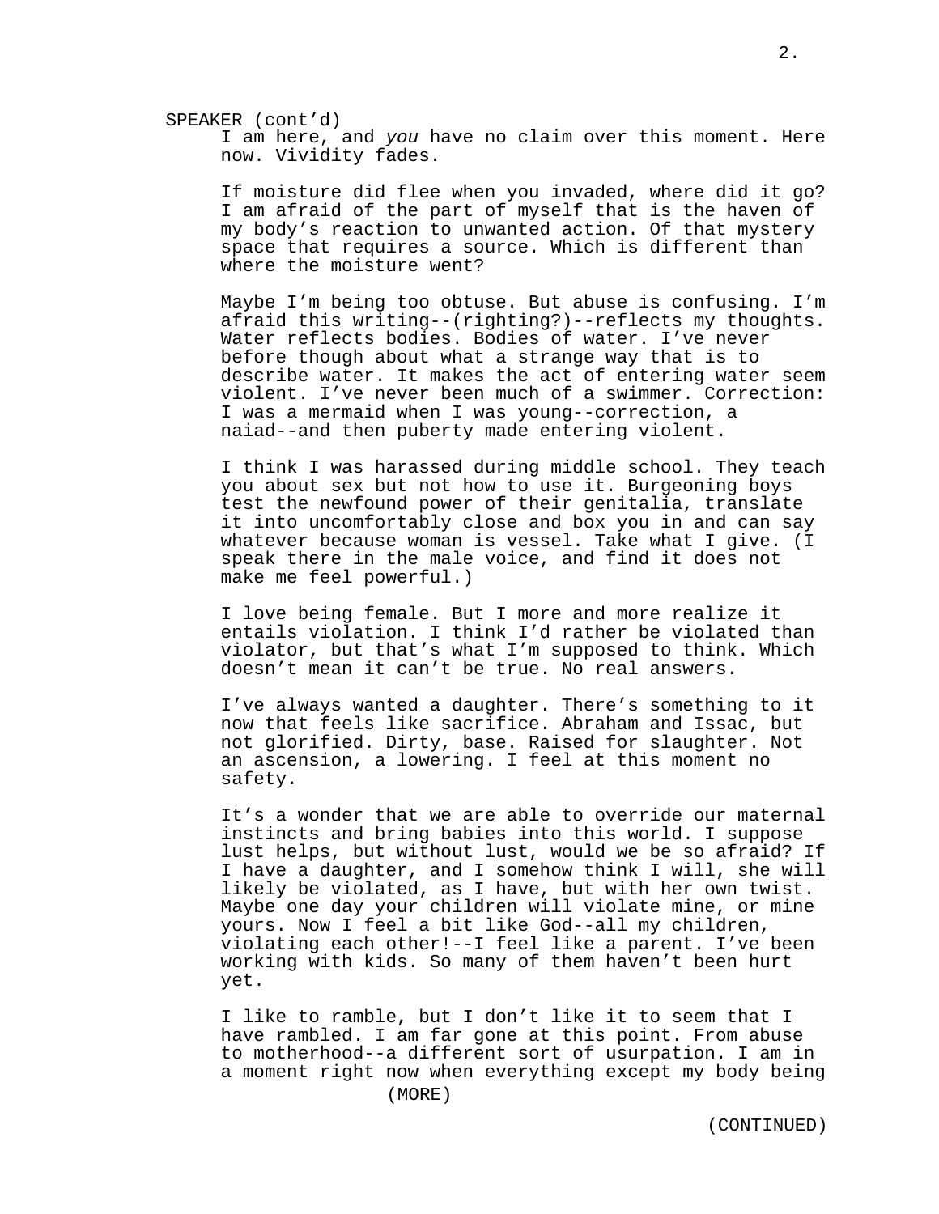SPEAKER (cont'd)

I am here, and *you* have no claim over this moment. Here now. Vividity fades.

If moisture did flee when you invaded, where did it go? I am afraid of the part of myself that is the haven of my body's reaction to unwanted action. Of that mystery space that requires a source. Which is different than where the moisture went?

Maybe I'm being too obtuse. But abuse is confusing. I'm afraid this writing--(righting?)--reflects my thoughts. Water reflects bodies. Bodies of water. I've never before though about what a strange way that is to describe water. It makes the act of entering water seem violent. I've never been much of a swimmer. Correction: I was a mermaid when I was young--correction, a naiad--and then puberty made entering violent.

I think I was harassed during middle school. They teach you about sex but not how to use it. Burgeoning boys test the newfound power of their genitalia, translate it into uncomfortably close and box you in and can say whatever because woman is vessel. Take what I give. (I speak there in the male voice, and find it does not make me feel powerful.)

I love being female. But I more and more realize it entails violation. I think I'd rather be violated than violator, but that's what I'm supposed to think. Which doesn't mean it can't be true. No real answers.

I've always wanted a daughter. There's something to it now that feels like sacrifice. Abraham and Issac, but not glorified. Dirty, base. Raised for slaughter. Not an ascension, a lowering. I feel at this moment no safety.

It's a wonder that we are able to override our maternal instincts and bring babies into this world. I suppose lust helps, but without lust, would we be so afraid? If I have a daughter, and I somehow think I will, she will likely be violated, as I have, but with her own twist. Maybe one day your children will violate mine, or mine yours. Now I feel a bit like God--all my children, violating each other!--I feel like a parent. I've been working with kids. So many of them haven't been hurt yet.

I like to ramble, but I don't like it to seem that I have rambled. I am far gone at this point. From abuse to motherhood--a different sort of usurpation. I am in a moment right now when everything except my body being

(MORE)

(CONTINUED)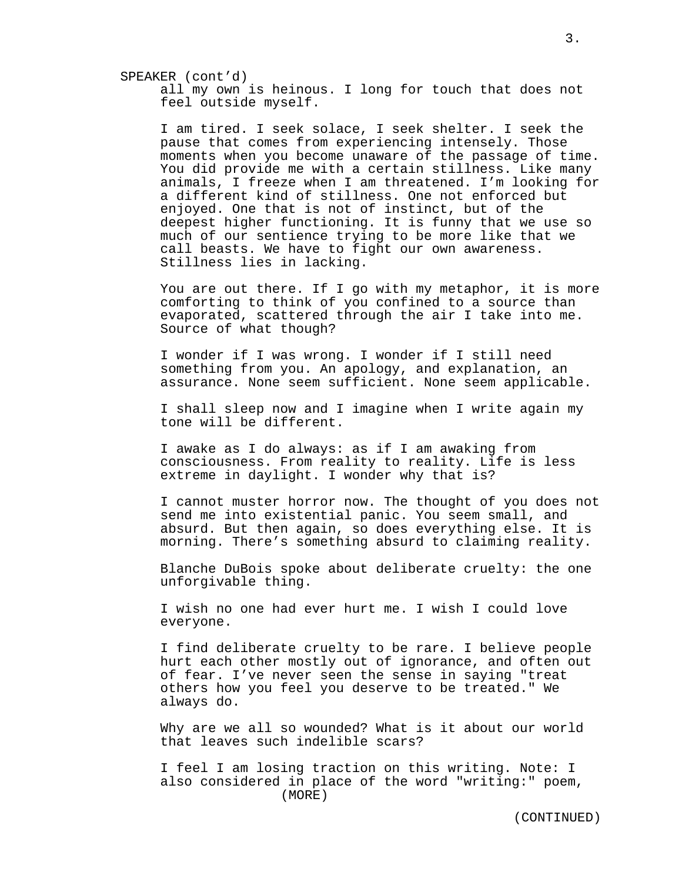SPEAKER (cont'd)

all my own is heinous. I long for touch that does not feel outside myself.

I am tired. I seek solace, I seek shelter. I seek the pause that comes from experiencing intensely. Those moments when you become unaware of the passage of time. You did provide me with a certain stillness. Like many animals, I freeze when I am threatened. I'm looking for a different kind of stillness. One not enforced but enjoyed. One that is not of instinct, but of the deepest higher functioning. It is funny that we use so much of our sentience trying to be more like that we call beasts. We have to fight our own awareness. Stillness lies in lacking.

You are out there. If I go with my metaphor, it is more comforting to think of you confined to a source than evaporated, scattered through the air I take into me. Source of what though?

I wonder if I was wrong. I wonder if I still need something from you. An apology, and explanation, an assurance. None seem sufficient. None seem applicable.

I shall sleep now and I imagine when I write again my tone will be different.

I awake as I do always: as if I am awaking from consciousness. From reality to reality. Life is less extreme in daylight. I wonder why that is?

I cannot muster horror now. The thought of you does not send me into existential panic. You seem small, and absurd. But then again, so does everything else. It is morning. There's something absurd to claiming reality.

Blanche DuBois spoke about deliberate cruelty: the one unforgivable thing.

I wish no one had ever hurt me. I wish I could love everyone.

I find deliberate cruelty to be rare. I believe people hurt each other mostly out of ignorance, and often out of fear. I've never seen the sense in saying "treat others how you feel you deserve to be treated." We always do.

Why are we all so wounded? What is it about our world that leaves such indelible scars?

I feel I am losing traction on this writing. Note: I also considered in place of the word "writing:" poem,

(MORE)

(CONTINUED)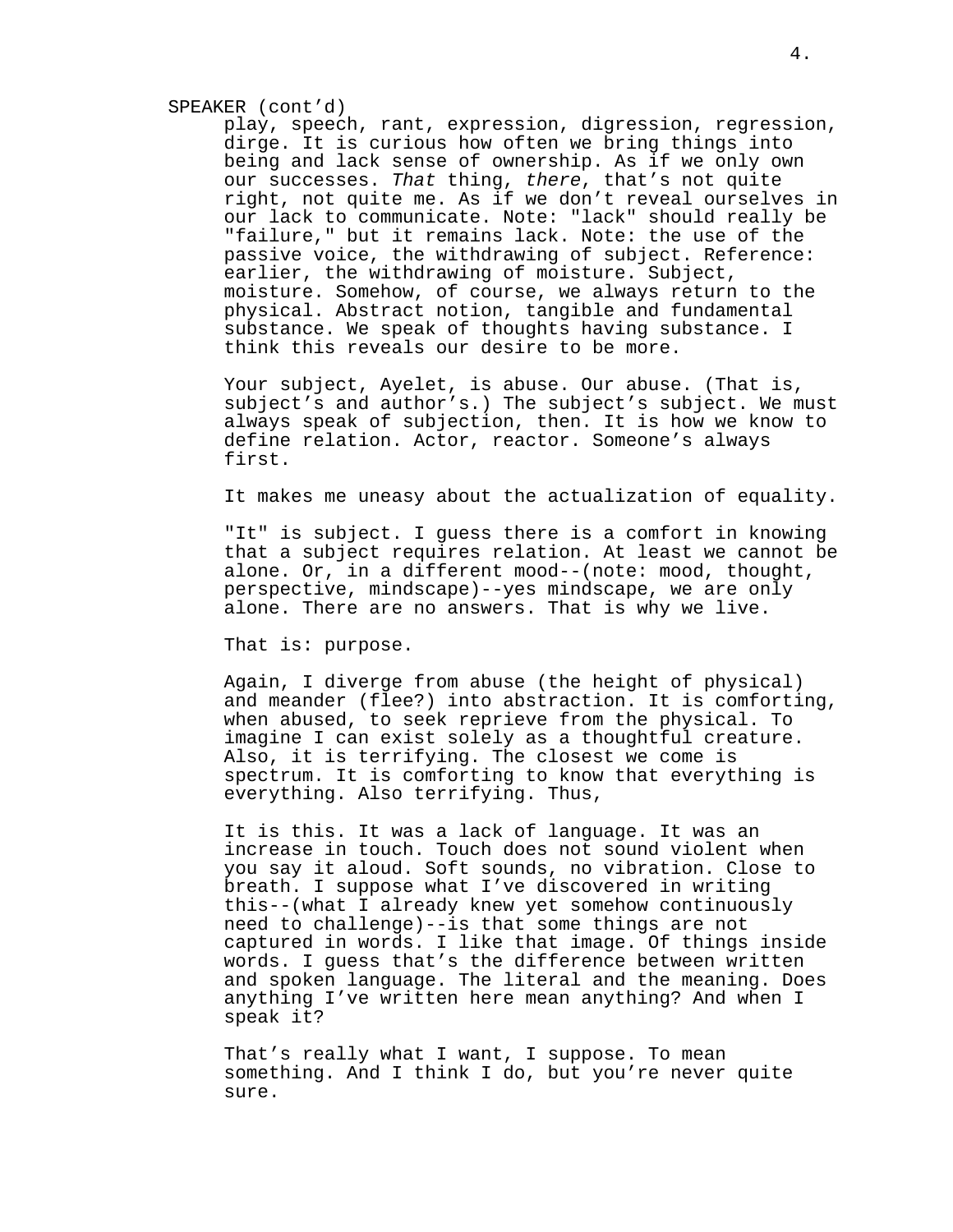SPEAKER (cont'd)

play, speech, rant, expression, digression, regression, dirge. It is curious how often we bring things into being and lack sense of ownership. As if we only own our successes. *That* thing, *there*, that's not quite right, not quite me. As if we don't reveal ourselves in our lack to communicate. Note: "lack" should really be "failure," but it remains lack. Note: the use of the passive voice, the withdrawing of subject. Reference: earlier, the withdrawing of moisture. Subject, moisture. Somehow, of course, we always return to the physical. Abstract notion, tangible and fundamental substance. We speak of thoughts having substance. I think this reveals our desire to be more.

Your subject, Ayelet, is abuse. Our abuse. (That is, subject's and author's.) The subject's subject. We must always speak of subjection, then. It is how we know to define relation. Actor, reactor. Someone's always first.

It makes me uneasy about the actualization of equality.

"It" is subject. I guess there is a comfort in knowing that a subject requires relation. At least we cannot be alone. Or, in a different mood--(note: mood, thought, perspective, mindscape)--yes mindscape, we are only alone. There are no answers. That is why we live.

That is: purpose.

Again, I diverge from abuse (the height of physical) and meander (flee?) into abstraction. It is comforting, when abused, to seek reprieve from the physical. To imagine I can exist solely as a thoughtful creature. Also, it is terrifying. The closest we come is spectrum. It is comforting to know that everything is everything. Also terrifying. Thus,

It is this. It was a lack of language. It was an increase in touch. Touch does not sound violent when you say it aloud. Soft sounds, no vibration. Close to breath. I suppose what I've discovered in writing this--(what I already knew yet somehow continuously need to challenge)--is that some things are not captured in words. I like that image. Of things inside words. I guess that's the difference between written and spoken language. The literal and the meaning. Does anything I've written here mean anything? And when I speak it?

That's really what I want, I suppose. To mean something. And I think I do, but you're never quite sure.